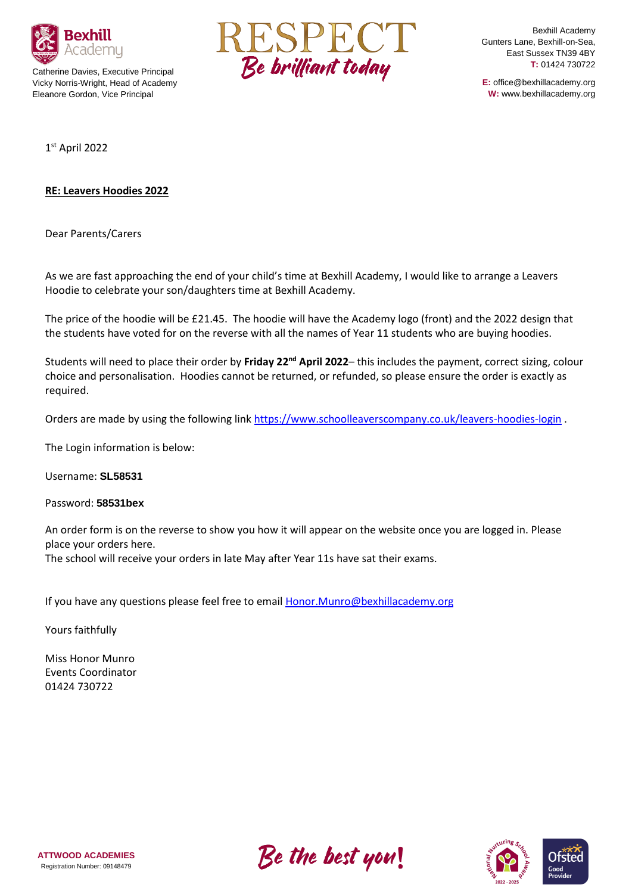Bexhill Academy

Catherine Davies, Executive Principal
Vicky Norris-Wright, Head of Academy
Eleanore Gordon, Vice Principal

RESPECT
*Be brilliant today*

Bexhill Academy
Gunters Lane, Bexhill-on-Sea,
East Sussex TN39 4BY
**T:** 01424 730722

**E:** office@bexhillacademy.org
**W:** www.bexhillacademy.org

1st April 2022

**RE: Leavers Hoodies 2022**

Dear Parents/Carers

As we are fast approaching the end of your child's time at Bexhill Academy, I would like to arrange a Leavers Hoodie to celebrate your son/daughters time at Bexhill Academy.

The price of the hoodie will be £21.45. The hoodie will have the Academy logo (front) and the 2022 design that the students have voted for on the reverse with all the names of Year 11 students who are buying hoodies.

Students will need to place their order by **Friday 22nd April 2022**– this includes the payment, correct sizing, colour choice and personalisation. Hoodies cannot be returned, or refunded, so please ensure the order is exactly as required.

Orders are made by using the following link https://www.schoolleaverscompany.co.uk/leavers-hoodies-login .

The Login information is below:

Username: **SL58531**

Password: **58531bex**

An order form is on the reverse to show you how it will appear on the website once you are logged in. Please place your orders here.
The school will receive your orders in late May after Year 11s have sat their exams.

If you have any questions please feel free to email Honor.Munro@bexhillacademy.org

Yours faithfully

Miss Honor Munro
Events Coordinator
01424 730722

**ATTWOOD ACADEMIES**
Registration Number: 09148479

*Be the best you!*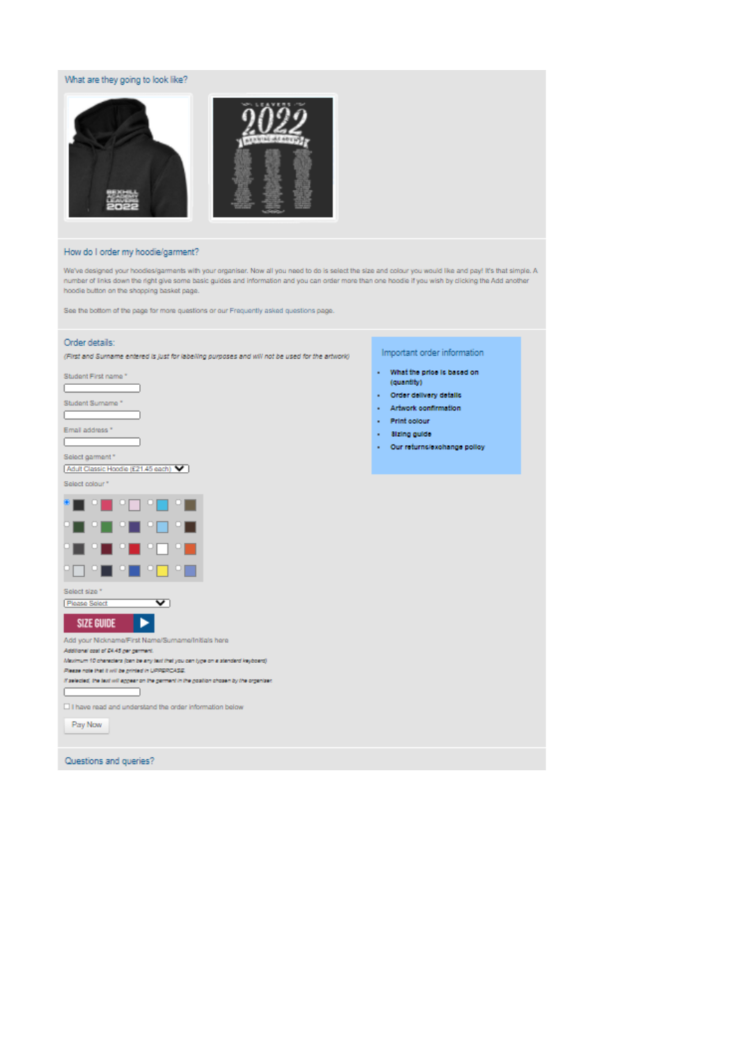## What are they going to look like?

## How do I order my hoodie/garment?

We've designed your hoodies/garments with your organiser. Now all you need to do is select the size and colour you would like and pay! It's that simple. A number of links down the right give some basic guides and information and you can order more than one hoodie if you wish by clicking the Add another hoodie button on the shopping basket page.

See the bottom of the page for more questions or our Frequently asked questions page.

## Order details:

*(First and Surname entered is just for labelling purposes and will not be used for the artwork)*

Student First name *

Student Surname *

Email address *

Select garment *

Adult Classic Hoodie (£21.45 each)

Select colour *

Select size *

Please Select

SIZE GUIDE

Add your Nickname/First Name/Surname/Initials here

*Additional cost of £4.45 per garment.*

*Maximum 10 characters (can be any text that you can type on a standard keyboard)*

*Please note that it will be printed in UPPERCASE.*

*If selected, the text will appear on the garment in the position chosen by the organiser.*

☐ I have read and understand the order information below

Pay Now

### Important order information

- **What the price is based on (quantity)**
- **Order delivery details**
- **Artwork confirmation**
- **Print colour**
- **Sizing guide**
- **Our returns/exchange policy**

## Questions and queries?